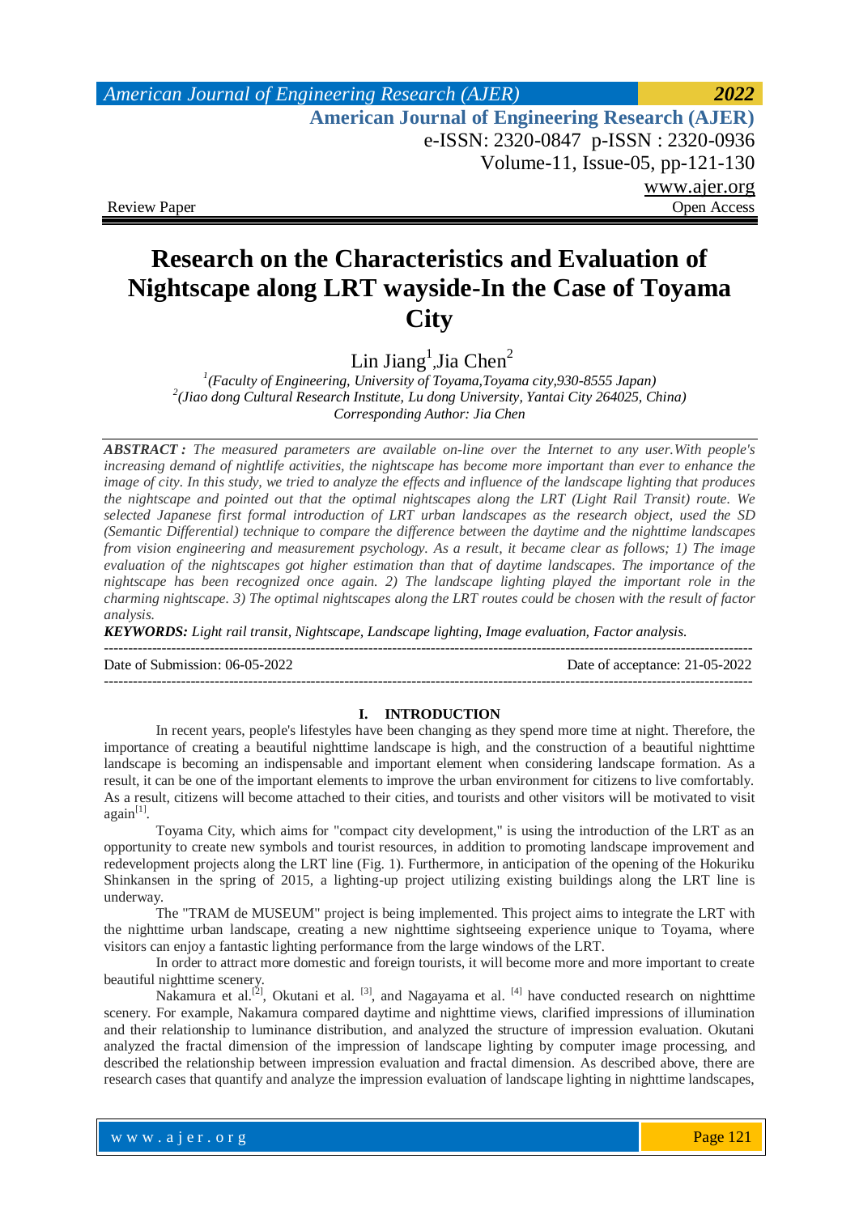American Journal of Engineering Research (AJER)
e-ISSN: 2320-0847 p-ISSN : 2320-0936
Volume-11, Issue-05, pp-121-130
www.ajer.org

Review Paper Open Access

# Research on the Characteristics and Evaluation of Nightscape along LRT wayside-In the Case of Toyama City

Lin Jiang[1],Jia Chen[2]

[1](Faculty of Engineering, University of Toyama,Toyama city,930-8555 Japan)
[2](Jiao dong Cultural Research Institute, Lu dong University, Yantai City 264025, China)
Corresponding Author: Jia Chen

***ABSTRACT :*** *The measured parameters are available on-line over the Internet to any user.With people's increasing demand of nightlife activities, the nightscape has become more important than ever to enhance the image of city. In this study, we tried to analyze the effects and influence of the landscape lighting that produces the nightscape and pointed out that the optimal nightscapes along the LRT (Light Rail Transit) route. We selected Japanese first formal introduction of LRT urban landscapes as the research object, used the SD (Semantic Differential) technique to compare the difference between the daytime and the nighttime landscapes from vision engineering and measurement psychology. As a result, it became clear as follows; 1) The image evaluation of the nightscapes got higher estimation than that of daytime landscapes. The importance of the nightscape has been recognized once again. 2) The landscape lighting played the important role in the charming nightscape. 3) The optimal nightscapes along the LRT routes could be chosen with the result of factor analysis.*

***KEYWORDS:*** *Light rail transit, Nightscape, Landscape lighting, Image evaluation, Factor analysis.*

---

Date of Submission: 06-05-2022 Date of acceptance: 21-05-2022

---

## I. INTRODUCTION

In recent years, people's lifestyles have been changing as they spend more time at night. Therefore, the importance of creating a beautiful nighttime landscape is high, and the construction of a beautiful nighttime landscape is becoming an indispensable and important element when considering landscape formation. As a result, it can be one of the important elements to improve the urban environment for citizens to live comfortably. As a result, citizens will become attached to their cities, and tourists and other visitors will be motivated to visit again[1].

Toyama City, which aims for "compact city development," is using the introduction of the LRT as an opportunity to create new symbols and tourist resources, in addition to promoting landscape improvement and redevelopment projects along the LRT line (Fig. 1). Furthermore, in anticipation of the opening of the Hokuriku Shinkansen in the spring of 2015, a lighting-up project utilizing existing buildings along the LRT line is underway.

The "TRAM de MUSEUM" project is being implemented. This project aims to integrate the LRT with the nighttime urban landscape, creating a new nighttime sightseeing experience unique to Toyama, where visitors can enjoy a fantastic lighting performance from the large windows of the LRT.

In order to attract more domestic and foreign tourists, it will become more and more important to create beautiful nighttime scenery.

Nakamura et al.[2], Okutani et al. [3], and Nagayama et al. [4] have conducted research on nighttime scenery. For example, Nakamura compared daytime and nighttime views, clarified impressions of illumination and their relationship to luminance distribution, and analyzed the structure of impression evaluation. Okutani analyzed the fractal dimension of the impression of landscape lighting by computer image processing, and described the relationship between impression evaluation and fractal dimension. As described above, there are research cases that quantify and analyze the impression evaluation of landscape lighting in nighttime landscapes,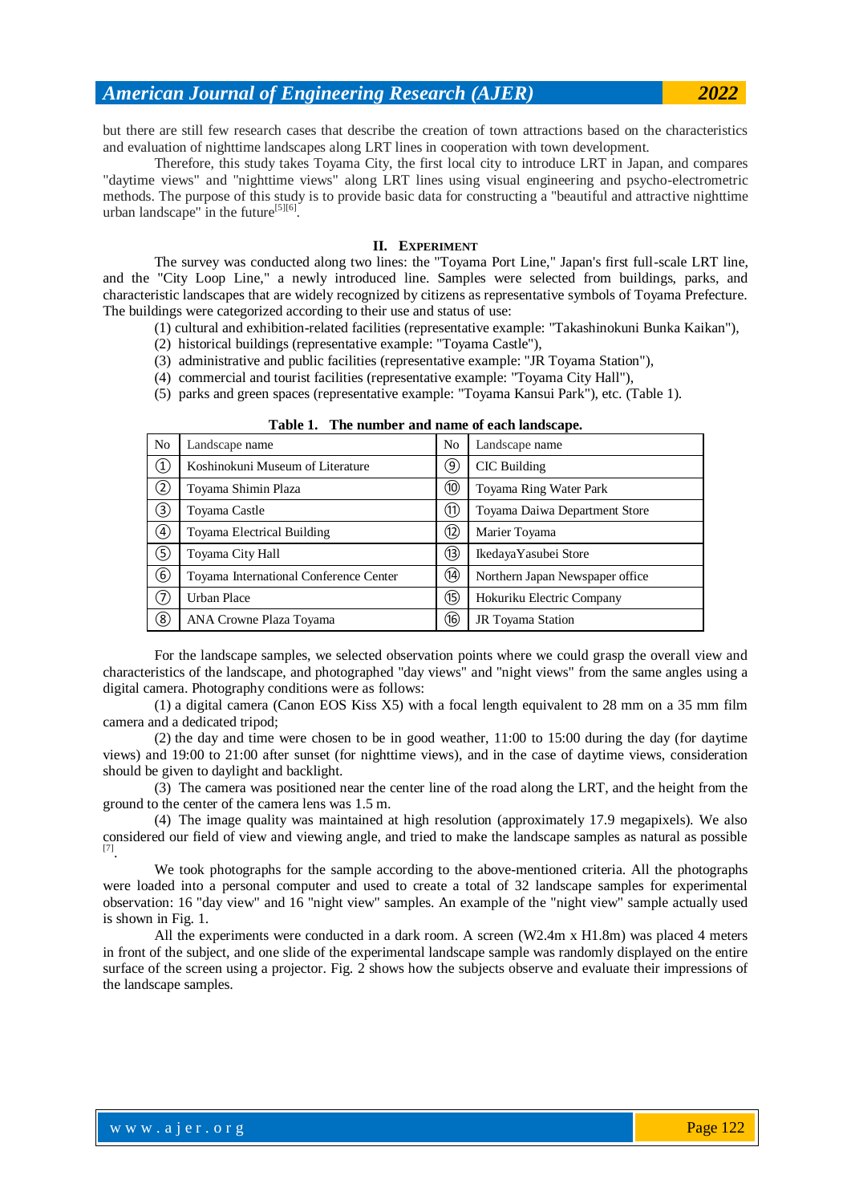but there are still few research cases that describe the creation of town attractions based on the characteristics and evaluation of nighttime landscapes along LRT lines in cooperation with town development.

Therefore, this study takes Toyama City, the first local city to introduce LRT in Japan, and compares "daytime views" and "nighttime views" along LRT lines using visual engineering and psycho-electrometric methods. The purpose of this study is to provide basic data for constructing a "beautiful and attractive nighttime urban landscape" in the future[5][6].

## II. Experiment

The survey was conducted along two lines: the "Toyama Port Line," Japan's first full-scale LRT line, and the "City Loop Line," a newly introduced line. Samples were selected from buildings, parks, and characteristic landscapes that are widely recognized by citizens as representative symbols of Toyama Prefecture. The buildings were categorized according to their use and status of use:

(1) cultural and exhibition-related facilities (representative example: "Takashinokuni Bunka Kaikan"),
(2) historical buildings (representative example: "Toyama Castle"),
(3) administrative and public facilities (representative example: "JR Toyama Station"),
(4) commercial and tourist facilities (representative example: "Toyama City Hall"),
(5) parks and green spaces (representative example: "Toyama Kansui Park"), etc. (Table 1).

**Table 1. The number and name of each landscape.**

| No | Landscape name | No | Landscape name |
|---|---|---|---|
| ① | Koshinokuni Museum of Literature | ⑨ | CIC Building |
| ② | Toyama Shimin Plaza | ⑩ | Toyama Ring Water Park |
| ③ | Toyama Castle | ⑪ | Toyama Daiwa Department Store |
| ④ | Toyama Electrical Building | ⑫ | Marier Toyama |
| ⑤ | Toyama City Hall | ⑬ | IkedayaYasubei Store |
| ⑥ | Toyama International Conference Center | ⑭ | Northern Japan Newspaper office |
| ⑦ | Urban Place | ⑮ | Hokuriku Electric Company |
| ⑧ | ANA Crowne Plaza Toyama | ⑯ | JR Toyama Station |

For the landscape samples, we selected observation points where we could grasp the overall view and characteristics of the landscape, and photographed "day views" and "night views" from the same angles using a digital camera. Photography conditions were as follows:

(1) a digital camera (Canon EOS Kiss X5) with a focal length equivalent to 28 mm on a 35 mm film camera and a dedicated tripod;

(2) the day and time were chosen to be in good weather, 11:00 to 15:00 during the day (for daytime views) and 19:00 to 21:00 after sunset (for nighttime views), and in the case of daytime views, consideration should be given to daylight and backlight.

(3) The camera was positioned near the center line of the road along the LRT, and the height from the ground to the center of the camera lens was 1.5 m.

(4) The image quality was maintained at high resolution (approximately 17.9 megapixels). We also considered our field of view and viewing angle, and tried to make the landscape samples as natural as possible [7].

We took photographs for the sample according to the above-mentioned criteria. All the photographs were loaded into a personal computer and used to create a total of 32 landscape samples for experimental observation: 16 "day view" and 16 "night view" samples. An example of the "night view" sample actually used is shown in Fig. 1.

All the experiments were conducted in a dark room. A screen (W2.4m x H1.8m) was placed 4 meters in front of the subject, and one slide of the experimental landscape sample was randomly displayed on the entire surface of the screen using a projector. Fig. 2 shows how the subjects observe and evaluate their impressions of the landscape samples.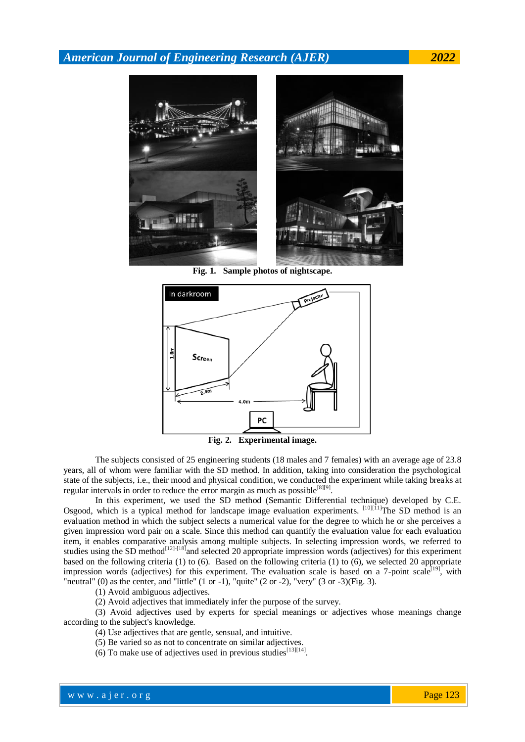Fig. 1. Sample photos of nightscape.

Fig. 2. Experimental image.

The subjects consisted of 25 engineering students (18 males and 7 females) with an average age of 23.8 years, all of whom were familiar with the SD method. In addition, taking into consideration the psychological state of the subjects, i.e., their mood and physical condition, we conducted the experiment while taking breaks at regular intervals in order to reduce the error margin as much as possible[8][9].

In this experiment, we used the SD method (Semantic Differential technique) developed by C.E. Osgood, which is a typical method for landscape image evaluation experiments. [10][11]The SD method is an evaluation method in which the subject selects a numerical value for the degree to which he or she perceives a given impression word pair on a scale. Since this method can quantify the evaluation value for each evaluation item, it enables comparative analysis among multiple subjects. In selecting impression words, we referred to studies using the SD method[12]-[18]and selected 20 appropriate impression words (adjectives) for this experiment based on the following criteria (1) to (6). Based on the following criteria (1) to (6), we selected 20 appropriate impression words (adjectives) for this experiment. The evaluation scale is based on a 7-point scale[19], with "neutral" (0) as the center, and "little" (1 or -1), "quite" (2 or -2), "very" (3 or -3)(Fig. 3).

(1) Avoid ambiguous adjectives.

(2) Avoid adjectives that immediately infer the purpose of the survey.

(3) Avoid adjectives used by experts for special meanings or adjectives whose meanings change according to the subject's knowledge.

(4) Use adjectives that are gentle, sensual, and intuitive.

(5) Be varied so as not to concentrate on similar adjectives.

(6) To make use of adjectives used in previous studies[13][14].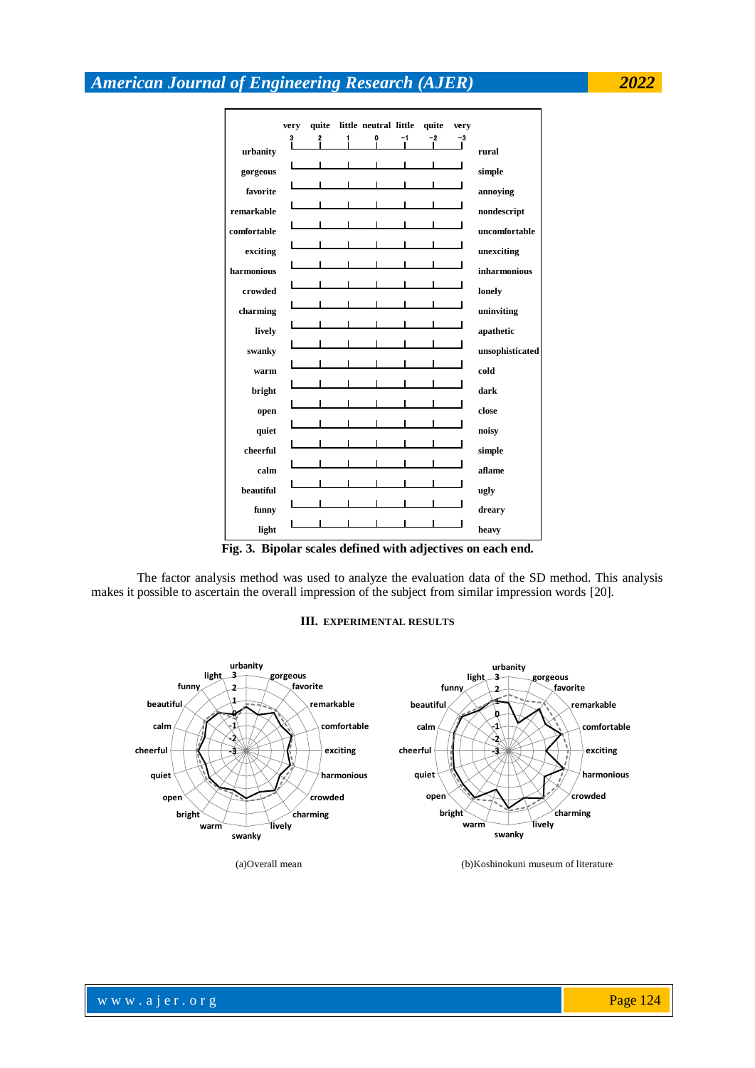| | very | quite | little | neutral | little | quite | very | |
|---|---|---|---|---|---|---|---|---|
| | 3 | 2 | 1 | 0 | −1 | −2 | −3 | |
| urbanity | | | | | | | | rural |
| gorgeous | | | | | | | | simple |
| favorite | | | | | | | | annoying |
| remarkable | | | | | | | | nondescript |
| comfortable | | | | | | | | uncomfortable |
| exciting | | | | | | | | unexciting |
| harmonious | | | | | | | | inharmonious |
| crowded | | | | | | | | lonely |
| charming | | | | | | | | uninviting |
| lively | | | | | | | | apathetic |
| swanky | | | | | | | | unsophisticated |
| warm | | | | | | | | cold |
| bright | | | | | | | | dark |
| open | | | | | | | | close |
| quiet | | | | | | | | noisy |
| cheerful | | | | | | | | simple |
| calm | | | | | | | | aflame |
| beautiful | | | | | | | | ugly |
| funny | | | | | | | | dreary |
| light | | | | | | | | heavy |

**Fig. 3. Bipolar scales defined with adjectives on each end.**

The factor analysis method was used to analyze the evaluation data of the SD method. This analysis makes it possible to ascertain the overall impression of the subject from similar impression words [20].

## III. EXPERIMENTAL RESULTS

(a)Overall mean

(b)Koshinokuni museum of literature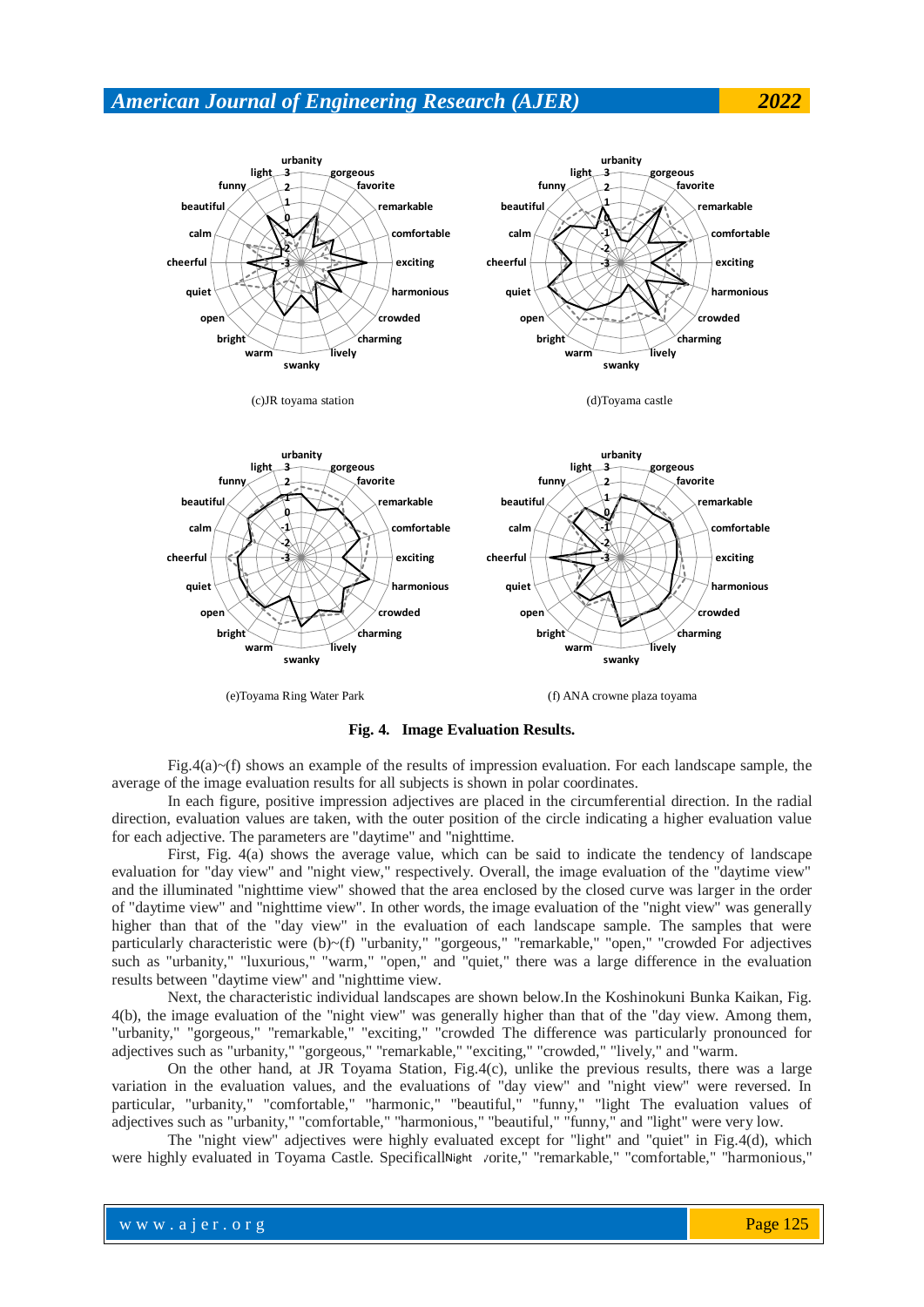(c)JR toyama station

(d)Toyama castle

(e)Toyama Ring Water Park

(f) ANA crowne plaza toyama

**Fig. 4. Image Evaluation Results.**

Fig.4(a)~(f) shows an example of the results of impression evaluation. For each landscape sample, the average of the image evaluation results for all subjects is shown in polar coordinates.

In each figure, positive impression adjectives are placed in the circumferential direction. In the radial direction, evaluation values are taken, with the outer position of the circle indicating a higher evaluation value for each adjective. The parameters are "daytime" and "nighttime.

First, Fig. 4(a) shows the average value, which can be said to indicate the tendency of landscape evaluation for "day view" and "night view," respectively. Overall, the image evaluation of the "daytime view" and the illuminated "nighttime view" showed that the area enclosed by the closed curve was larger in the order of "daytime view" and "nighttime view". In other words, the image evaluation of the "night view" was generally higher than that of the "day view" in the evaluation of each landscape sample. The samples that were particularly characteristic were (b)~(f) "urbanity," "gorgeous," "remarkable," "open," "crowded For adjectives such as "urbanity," "luxurious," "warm," "open," and "quiet," there was a large difference in the evaluation results between "daytime view" and "nighttime view.

Next, the characteristic individual landscapes are shown below.In the Koshinokuni Bunka Kaikan, Fig. 4(b), the image evaluation of the "night view" was generally higher than that of the "day view. Among them, "urbanity," "gorgeous," "remarkable," "exciting," "crowded The difference was particularly pronounced for adjectives such as "urbanity," "gorgeous," "remarkable," "exciting," "crowded," "lively," and "warm.

On the other hand, at JR Toyama Station, Fig.4(c), unlike the previous results, there was a large variation in the evaluation values, and the evaluations of "day view" and "night view" were reversed. In particular, "urbanity," "comfortable," "harmonic," "beautiful," "funny," "light The evaluation values of adjectives such as "urbanity," "comfortable," "harmonious," "beautiful," "funny," and "light" were very low.

The "night view" adjectives were highly evaluated except for "light" and "quiet" in Fig.4(d), which were highly evaluated in Toyama Castle. SpecificallNight ⁄orite," "remarkable," "comfortable," "harmonious,"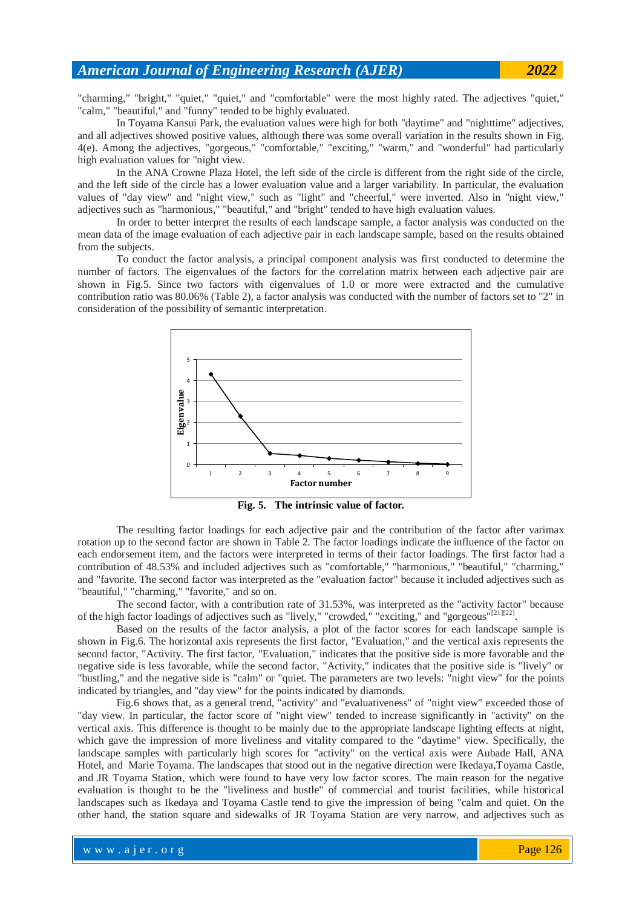"charming," "bright," "quiet," "quiet," and "comfortable" were the most highly rated. The adjectives "quiet," "calm," "beautiful," and "funny" tended to be highly evaluated.

In Toyama Kansui Park, the evaluation values were high for both "daytime" and "nighttime" adjectives, and all adjectives showed positive values, although there was some overall variation in the results shown in Fig. 4(e). Among the adjectives, "gorgeous," "comfortable," "exciting," "warm," and "wonderful" had particularly high evaluation values for "night view.

In the ANA Crowne Plaza Hotel, the left side of the circle is different from the right side of the circle, and the left side of the circle has a lower evaluation value and a larger variability. In particular, the evaluation values of "day view" and "night view," such as "light" and "cheerful," were inverted. Also in "night view," adjectives such as "harmonious," "beautiful," and "bright" tended to have high evaluation values.

In order to better interpret the results of each landscape sample, a factor analysis was conducted on the mean data of the image evaluation of each adjective pair in each landscape sample, based on the results obtained from the subjects.

To conduct the factor analysis, a principal component analysis was first conducted to determine the number of factors. The eigenvalues of the factors for the correlation matrix between each adjective pair are shown in Fig.5. Since two factors with eigenvalues of 1.0 or more were extracted and the cumulative contribution ratio was 80.06% (Table 2), a factor analysis was conducted with the number of factors set to "2" in consideration of the possibility of semantic interpretation.

**Fig. 5. The intrinsic value of factor.**

The resulting factor loadings for each adjective pair and the contribution of the factor after varimax rotation up to the second factor are shown in Table 2. The factor loadings indicate the influence of the factor on each endorsement item, and the factors were interpreted in terms of their factor loadings. The first factor had a contribution of 48.53% and included adjectives such as "comfortable," "harmonious," "beautiful," "charming," and "favorite. The second factor was interpreted as the "evaluation factor" because it included adjectives such as "beautiful," "charming," "favorite," and so on.

The second factor, with a contribution rate of 31.53%, was interpreted as the "activity factor" because of the high factor loadings of adjectives such as "lively," "crowded," "exciting," and "gorgeous"[21][22].

Based on the results of the factor analysis, a plot of the factor scores for each landscape sample is shown in Fig.6. The horizontal axis represents the first factor, "Evaluation," and the vertical axis represents the second factor, "Activity. The first factor, "Evaluation," indicates that the positive side is more favorable and the negative side is less favorable, while the second factor, "Activity," indicates that the positive side is "lively" or "bustling," and the negative side is "calm" or "quiet. The parameters are two levels: "night view" for the points indicated by triangles, and "day view" for the points indicated by diamonds.

Fig.6 shows that, as a general trend, "activity" and "evaluativeness" of "night view" exceeded those of "day view. In particular, the factor score of "night view" tended to increase significantly in "activity" on the vertical axis. This difference is thought to be mainly due to the appropriate landscape lighting effects at night, which gave the impression of more liveliness and vitality compared to the "daytime" view. Specifically, the landscape samples with particularly high scores for "activity" on the vertical axis were Aubade Hall, ANA Hotel, and Marie Toyama. The landscapes that stood out in the negative direction were Ikedaya,Toyama Castle, and JR Toyama Station, which were found to have very low factor scores. The main reason for the negative evaluation is thought to be the "liveliness and bustle" of commercial and tourist facilities, while historical landscapes such as Ikedaya and Toyama Castle tend to give the impression of being "calm and quiet. On the other hand, the station square and sidewalks of JR Toyama Station are very narrow, and adjectives such as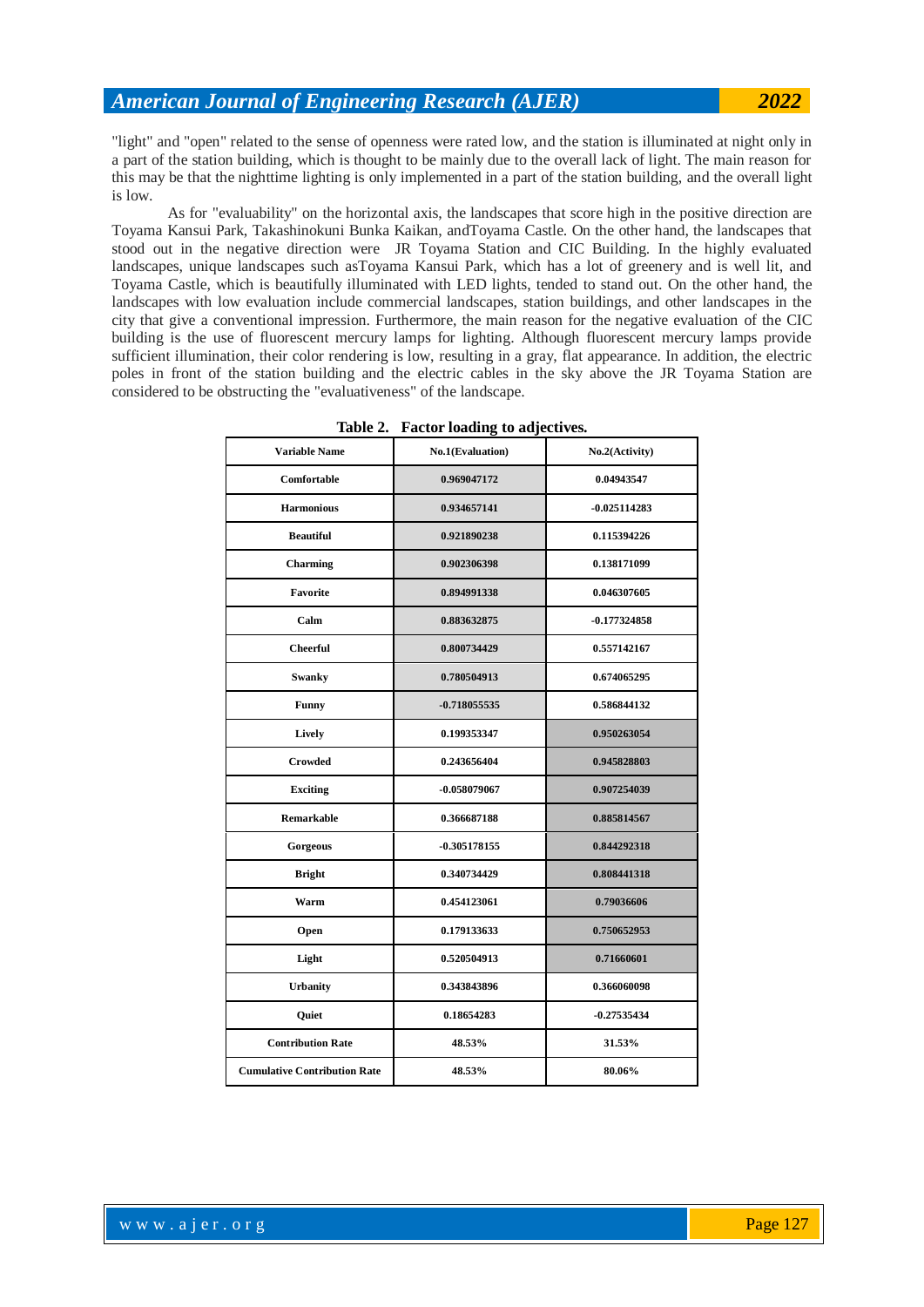"light" and "open" related to the sense of openness were rated low, and the station is illuminated at night only in a part of the station building, which is thought to be mainly due to the overall lack of light. The main reason for this may be that the nighttime lighting is only implemented in a part of the station building, and the overall light is low.

As for "evaluability" on the horizontal axis, the landscapes that score high in the positive direction are Toyama Kansui Park, Takashinokuni Bunka Kaikan, andToyama Castle. On the other hand, the landscapes that stood out in the negative direction were JR Toyama Station and CIC Building. In the highly evaluated landscapes, unique landscapes such asToyama Kansui Park, which has a lot of greenery and is well lit, and Toyama Castle, which is beautifully illuminated with LED lights, tended to stand out. On the other hand, the landscapes with low evaluation include commercial landscapes, station buildings, and other landscapes in the city that give a conventional impression. Furthermore, the main reason for the negative evaluation of the CIC building is the use of fluorescent mercury lamps for lighting. Although fluorescent mercury lamps provide sufficient illumination, their color rendering is low, resulting in a gray, flat appearance. In addition, the electric poles in front of the station building and the electric cables in the sky above the JR Toyama Station are considered to be obstructing the "evaluativeness" of the landscape.

**Table 2. Factor loading to adjectives.**

| Variable Name | No.1(Evaluation) | No.2(Activity) |
|---|---|---|
| Comfortable | 0.969047172 | 0.04943547 |
| Harmonious | 0.934657141 | -0.025114283 |
| Beautiful | 0.921890238 | 0.115394226 |
| Charming | 0.902306398 | 0.138171099 |
| Favorite | 0.894991338 | 0.046307605 |
| Calm | 0.883632875 | -0.177324858 |
| Cheerful | 0.800734429 | 0.557142167 |
| Swanky | 0.780504913 | 0.674065295 |
| Funny | -0.718055535 | 0.586844132 |
| Lively | 0.199353347 | 0.950263054 |
| Crowded | 0.243656404 | 0.945828803 |
| Exciting | -0.058079067 | 0.907254039 |
| Remarkable | 0.366687188 | 0.885814567 |
| Gorgeous | -0.305178155 | 0.844292318 |
| Bright | 0.340734429 | 0.808441318 |
| Warm | 0.454123061 | 0.79036606 |
| Open | 0.179133633 | 0.750652953 |
| Light | 0.520504913 | 0.71660601 |
| Urbanity | 0.343843896 | 0.366060098 |
| Quiet | 0.18654283 | -0.27535434 |
| Contribution Rate | 48.53% | 31.53% |
| Cumulative Contribution Rate | 48.53% | 80.06% |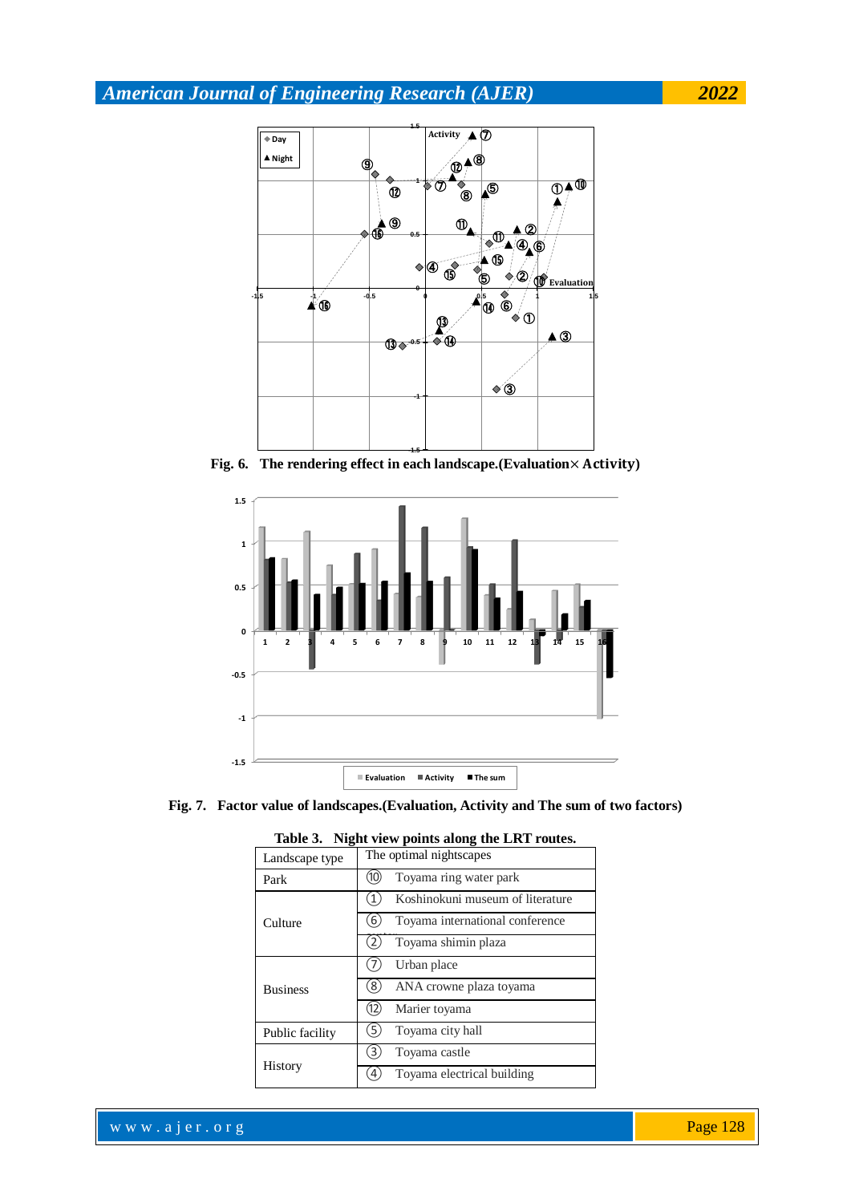Fig. 6. The rendering effect in each landscape.(Evaluation× Activity)

Fig. 7. Factor value of landscapes.(Evaluation, Activity and The sum of two factors)

Table 3. Night view points along the LRT routes.

| Landscape type | The optimal nightscapes |
|---|---|
| Park | ⑩ Toyama ring water park |
| Culture | ① Koshinokuni museum of literature |
| | ⑥ Toyama international conference |
| | ② Toyama shimin plaza |
| Business | ⑦ Urban place |
| | ⑧ ANA crowne plaza toyama |
| | ⑫ Marier toyama |
| Public facility | ⑤ Toyama city hall |
| History | ③ Toyama castle |
| | ④ Toyama electrical building |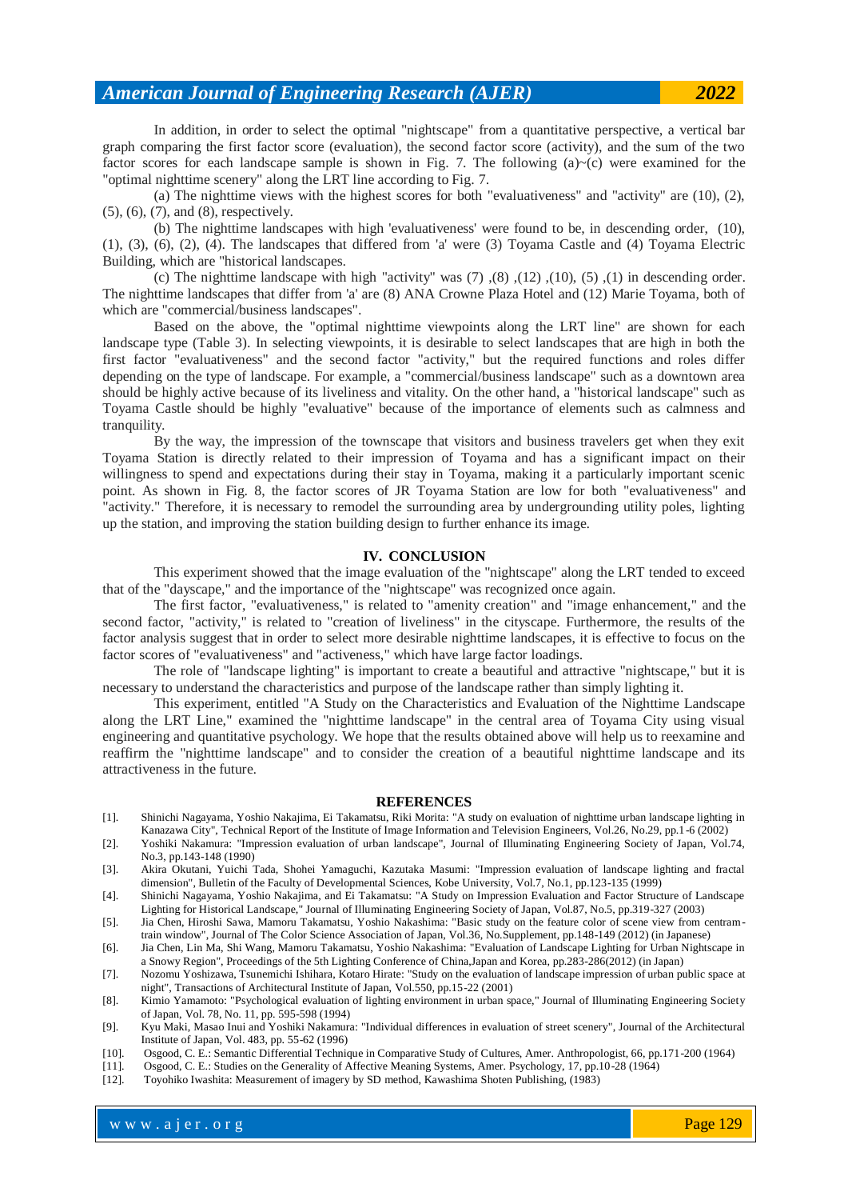In addition, in order to select the optimal "nightscape" from a quantitative perspective, a vertical bar graph comparing the first factor score (evaluation), the second factor score (activity), and the sum of the two factor scores for each landscape sample is shown in Fig. 7. The following (a)~(c) were examined for the "optimal nighttime scenery" along the LRT line according to Fig. 7.

(a) The nighttime views with the highest scores for both "evaluativeness" and "activity" are (10), (2), (5), (6), (7), and (8), respectively.

(b) The nighttime landscapes with high 'evaluativeness' were found to be, in descending order, (10), (1), (3), (6), (2), (4). The landscapes that differed from 'a' were (3) Toyama Castle and (4) Toyama Electric Building, which are "historical landscapes.

(c) The nighttime landscape with high "activity" was (7) ,(8) ,(12) ,(10), (5) ,(1) in descending order. The nighttime landscapes that differ from 'a' are (8) ANA Crowne Plaza Hotel and (12) Marie Toyama, both of which are "commercial/business landscapes".

Based on the above, the "optimal nighttime viewpoints along the LRT line" are shown for each landscape type (Table 3). In selecting viewpoints, it is desirable to select landscapes that are high in both the first factor "evaluativeness" and the second factor "activity," but the required functions and roles differ depending on the type of landscape. For example, a "commercial/business landscape" such as a downtown area should be highly active because of its liveliness and vitality. On the other hand, a "historical landscape" such as Toyama Castle should be highly "evaluative" because of the importance of elements such as calmness and tranquility.

By the way, the impression of the townscape that visitors and business travelers get when they exit Toyama Station is directly related to their impression of Toyama and has a significant impact on their willingness to spend and expectations during their stay in Toyama, making it a particularly important scenic point. As shown in Fig. 8, the factor scores of JR Toyama Station are low for both "evaluativeness" and "activity." Therefore, it is necessary to remodel the surrounding area by undergrounding utility poles, lighting up the station, and improving the station building design to further enhance its image.

## IV. CONCLUSION

This experiment showed that the image evaluation of the "nightscape" along the LRT tended to exceed that of the "dayscape," and the importance of the "nightscape" was recognized once again.

The first factor, "evaluativeness," is related to "amenity creation" and "image enhancement," and the second factor, "activity," is related to "creation of liveliness" in the cityscape. Furthermore, the results of the factor analysis suggest that in order to select more desirable nighttime landscapes, it is effective to focus on the factor scores of "evaluativeness" and "activeness," which have large factor loadings.

The role of "landscape lighting" is important to create a beautiful and attractive "nightscape," but it is necessary to understand the characteristics and purpose of the landscape rather than simply lighting it.

This experiment, entitled "A Study on the Characteristics and Evaluation of the Nighttime Landscape along the LRT Line," examined the "nighttime landscape" in the central area of Toyama City using visual engineering and quantitative psychology. We hope that the results obtained above will help us to reexamine and reaffirm the "nighttime landscape" and to consider the creation of a beautiful nighttime landscape and its attractiveness in the future.

## REFERENCES

[1]. Shinichi Nagayama, Yoshio Nakajima, Ei Takamatsu, Riki Morita: "A study on evaluation of nighttime urban landscape lighting in Kanazawa City", Technical Report of the Institute of Image Information and Television Engineers, Vol.26, No.29, pp.1-6 (2002)

[2]. Yoshiki Nakamura: "Impression evaluation of urban landscape", Journal of Illuminating Engineering Society of Japan, Vol.74, No.3, pp.143-148 (1990)

[3]. Akira Okutani, Yuichi Tada, Shohei Yamaguchi, Kazutaka Masumi: "Impression evaluation of landscape lighting and fractal dimension", Bulletin of the Faculty of Developmental Sciences, Kobe University, Vol.7, No.1, pp.123-135 (1999)

[4]. Shinichi Nagayama, Yoshio Nakajima, and Ei Takamatsu: "A Study on Impression Evaluation and Factor Structure of Landscape Lighting for Historical Landscape," Journal of Illuminating Engineering Society of Japan, Vol.87, No.5, pp.319-327 (2003)

[5]. Jia Chen, Hiroshi Sawa, Mamoru Takamatsu, Yoshio Nakashima: "Basic study on the feature color of scene view from centram-train window", Journal of The Color Science Association of Japan, Vol.36, No.Supplement, pp.148-149 (2012) (in Japanese)

[6]. Jia Chen, Lin Ma, Shi Wang, Mamoru Takamatsu, Yoshio Nakashima: "Evaluation of Landscape Lighting for Urban Nightscape in a Snowy Region", Proceedings of the 5th Lighting Conference of China,Japan and Korea, pp.283-286(2012) (in Japan)

[7]. Nozomu Yoshizawa, Tsunemichi Ishihara, Kotaro Hirate: "Study on the evaluation of landscape impression of urban public space at night", Transactions of Architectural Institute of Japan, Vol.550, pp.15-22 (2001)

[8]. Kimio Yamamoto: "Psychological evaluation of lighting environment in urban space," Journal of Illuminating Engineering Society of Japan, Vol. 78, No. 11, pp. 595-598 (1994)

[9]. Kyu Maki, Masao Inui and Yoshiki Nakamura: "Individual differences in evaluation of street scenery", Journal of the Architectural Institute of Japan, Vol. 483, pp. 55-62 (1996)

[10]. Osgood, C. E.: Semantic Differential Technique in Comparative Study of Cultures, Amer. Anthropologist, 66, pp.171-200 (1964)

[11]. Osgood, C. E.: Studies on the Generality of Affective Meaning Systems, Amer. Psychology, 17, pp.10-28 (1964)

[12]. Toyohiko Iwashita: Measurement of imagery by SD method, Kawashima Shoten Publishing, (1983)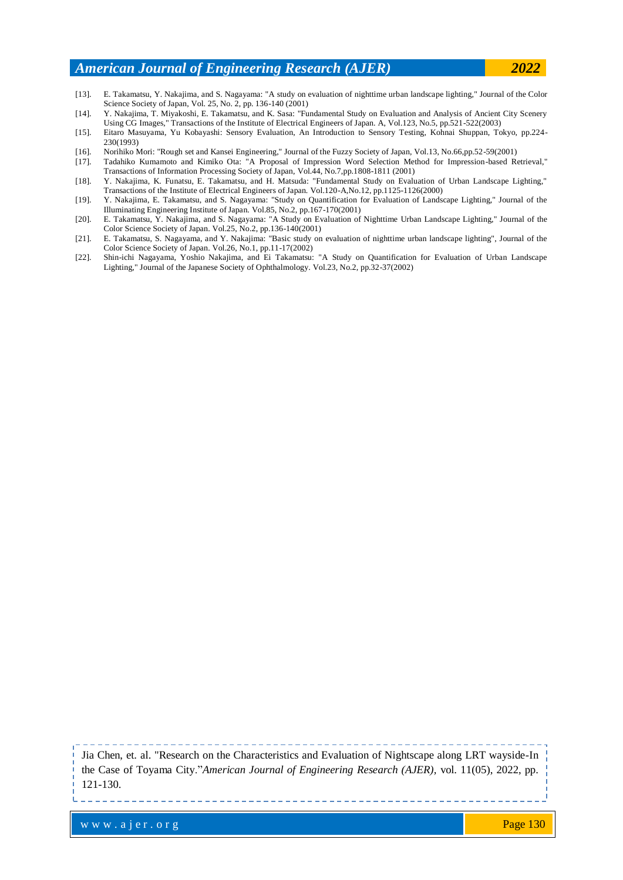[13]. E. Takamatsu, Y. Nakajima, and S. Nagayama: "A study on evaluation of nighttime urban landscape lighting," Journal of the Color Science Society of Japan, Vol. 25, No. 2, pp. 136-140 (2001)

[14]. Y. Nakajima, T. Miyakoshi, E. Takamatsu, and K. Sasa: "Fundamental Study on Evaluation and Analysis of Ancient City Scenery Using CG Images," Transactions of the Institute of Electrical Engineers of Japan. A, Vol.123, No.5, pp.521-522(2003)

[15]. Eitaro Masuyama, Yu Kobayashi: Sensory Evaluation, An Introduction to Sensory Testing, Kohnai Shuppan, Tokyo, pp.224-230(1993)

[16]. Norihiko Mori: "Rough set and Kansei Engineering," Journal of the Fuzzy Society of Japan, Vol.13, No.66,pp.52-59(2001)

[17]. Tadahiko Kumamoto and Kimiko Ota: "A Proposal of Impression Word Selection Method for Impression-based Retrieval," Transactions of Information Processing Society of Japan, Vol.44, No.7,pp.1808-1811 (2001)

[18]. Y. Nakajima, K. Funatsu, E. Takamatsu, and H. Matsuda: "Fundamental Study on Evaluation of Urban Landscape Lighting," Transactions of the Institute of Electrical Engineers of Japan. Vol.120-A,No.12, pp.1125-1126(2000)

[19]. Y. Nakajima, E. Takamatsu, and S. Nagayama: "Study on Quantification for Evaluation of Landscape Lighting," Journal of the Illuminating Engineering Institute of Japan. Vol.85, No.2, pp.167-170(2001)

[20]. E. Takamatsu, Y. Nakajima, and S. Nagayama: "A Study on Evaluation of Nighttime Urban Landscape Lighting," Journal of the Color Science Society of Japan. Vol.25, No.2, pp.136-140(2001)

[21]. E. Takamatsu, S. Nagayama, and Y. Nakajima: "Basic study on evaluation of nighttime urban landscape lighting", Journal of the Color Science Society of Japan. Vol.26, No.1, pp.11-17(2002)

[22]. Shin-ichi Nagayama, Yoshio Nakajima, and Ei Takamatsu: "A Study on Quantification for Evaluation of Urban Landscape Lighting," Journal of the Japanese Society of Ophthalmology. Vol.23, No.2, pp.32-37(2002)

Jia Chen, et. al. "Research on the Characteristics and Evaluation of Nightscape along LRT wayside-In the Case of Toyama City."*American Journal of Engineering Research (AJER),* vol. 11(05), 2022, pp. 121-130.